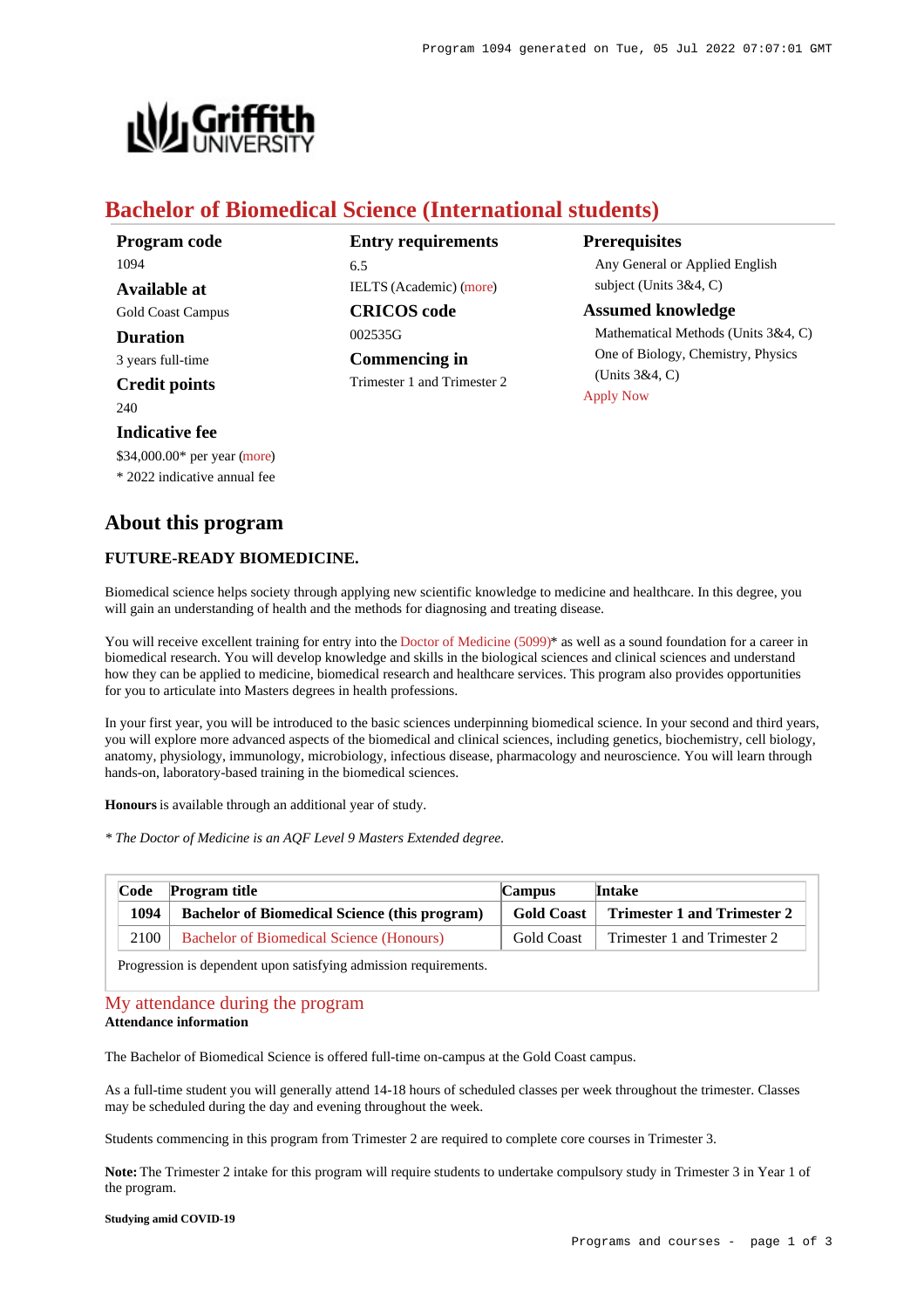# Bachelor of Biomedical Science (International students)

**Program code**
1094

**Available at**
Gold Coast Campus

**Duration**
3 years full-time

**Credit points**
240

**Indicative fee**
$34,000.00* per year (more)
* 2022 indicative annual fee

**Entry requirements**
6.5
IELTS (Academic) (more)

**CRICOS code**
002535G

**Commencing in**
Trimester 1 and Trimester 2

**Prerequisites**
Any General or Applied English subject (Units 3&4, C)

**Assumed knowledge**
Mathematical Methods (Units 3&4, C)
One of Biology, Chemistry, Physics (Units 3&4, C)

Apply Now

## About this program

### FUTURE-READY BIOMEDICINE.

Biomedical science helps society through applying new scientific knowledge to medicine and healthcare. In this degree, you will gain an understanding of health and the methods for diagnosing and treating disease.

You will receive excellent training for entry into the Doctor of Medicine (5099)* as well as a sound foundation for a career in biomedical research. You will develop knowledge and skills in the biological sciences and clinical sciences and understand how they can be applied to medicine, biomedical research and healthcare services. This program also provides opportunities for you to articulate into Masters degrees in health professions.

In your first year, you will be introduced to the basic sciences underpinning biomedical science. In your second and third years, you will explore more advanced aspects of the biomedical and clinical sciences, including genetics, biochemistry, cell biology, anatomy, physiology, immunology, microbiology, infectious disease, pharmacology and neuroscience. You will learn through hands-on, laboratory-based training in the biomedical sciences.

**Honours** is available through an additional year of study.

*\* The Doctor of Medicine is an AQF Level 9 Masters Extended degree.*

| Code | Program title | Campus | Intake |
|---|---|---|---|
| **1094** | **Bachelor of Biomedical Science (this program)** | **Gold Coast** | **Trimester 1 and Trimester 2** |
| 2100 | Bachelor of Biomedical Science (Honours) | Gold Coast | Trimester 1 and Trimester 2 |

Progression is dependent upon satisfying admission requirements.

## My attendance during the program

**Attendance information**

The Bachelor of Biomedical Science is offered full-time on-campus at the Gold Coast campus.

As a full-time student you will generally attend 14-18 hours of scheduled classes per week throughout the trimester. Classes may be scheduled during the day and evening throughout the week.

Students commencing in this program from Trimester 2 are required to complete core courses in Trimester 3.

**Note:** The Trimester 2 intake for this program will require students to undertake compulsory study in Trimester 3 in Year 1 of the program.

**Studying amid COVID-19**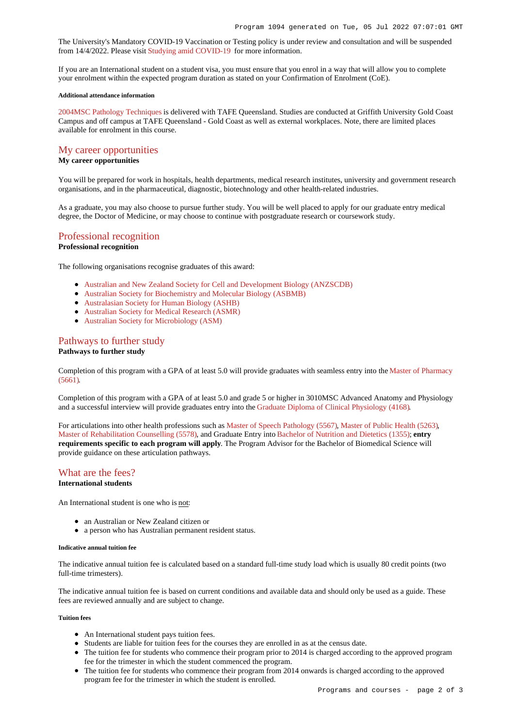The University's Mandatory COVID-19 Vaccination or Testing policy is under review and consultation and will be suspended from 14/4/2022. Please visit Studying amid COVID-19 for more information.

If you are an International student on a student visa, you must ensure that you enrol in a way that will allow you to complete your enrolment within the expected program duration as stated on your Confirmation of Enrolment (CoE).

###### Additional attendance information

2004MSC Pathology Techniques is delivered with TAFE Queensland. Studies are conducted at Griffith University Gold Coast Campus and off campus at TAFE Queensland - Gold Coast as well as external workplaces. Note, there are limited places available for enrolment in this course.

## My career opportunities

**My career opportunities**

You will be prepared for work in hospitals, health departments, medical research institutes, university and government research organisations, and in the pharmaceutical, diagnostic, biotechnology and other health-related industries.

As a graduate, you may also choose to pursue further study. You will be well placed to apply for our graduate entry medical degree, the Doctor of Medicine, or may choose to continue with postgraduate research or coursework study.

## Professional recognition

**Professional recognition**

The following organisations recognise graduates of this award:

- Australian and New Zealand Society for Cell and Development Biology (ANZSCDB)
- Australian Society for Biochemistry and Molecular Biology (ASBMB)
- Australasian Society for Human Biology (ASHB)
- Australian Society for Medical Research (ASMR)
- Australian Society for Microbiology (ASM)

## Pathways to further study

**Pathways to further study**

Completion of this program with a GPA of at least 5.0 will provide graduates with seamless entry into the Master of Pharmacy (5661).

Completion of this program with a GPA of at least 5.0 and grade 5 or higher in 3010MSC Advanced Anatomy and Physiology and a successful interview will provide graduates entry into the Graduate Diploma of Clinical Physiology (4168).

For articulations into other health professions such as Master of Speech Pathology (5567), Master of Public Health (5263), Master of Rehabilitation Counselling (5578), and Graduate Entry into Bachelor of Nutrition and Dietetics (1355); **entry requirements specific to each program will apply**. The Program Advisor for the Bachelor of Biomedical Science will provide guidance on these articulation pathways.

## What are the fees?

**International students**

An International student is one who is not:

- an Australian or New Zealand citizen or
- a person who has Australian permanent resident status.

###### Indicative annual tuition fee

The indicative annual tuition fee is calculated based on a standard full-time study load which is usually 80 credit points (two full-time trimesters).

The indicative annual tuition fee is based on current conditions and available data and should only be used as a guide. These fees are reviewed annually and are subject to change.

###### Tuition fees

- An International student pays tuition fees.
- Students are liable for tuition fees for the courses they are enrolled in as at the census date.
- The tuition fee for students who commence their program prior to 2014 is charged according to the approved program fee for the trimester in which the student commenced the program.
- The tuition fee for students who commence their program from 2014 onwards is charged according to the approved program fee for the trimester in which the student is enrolled.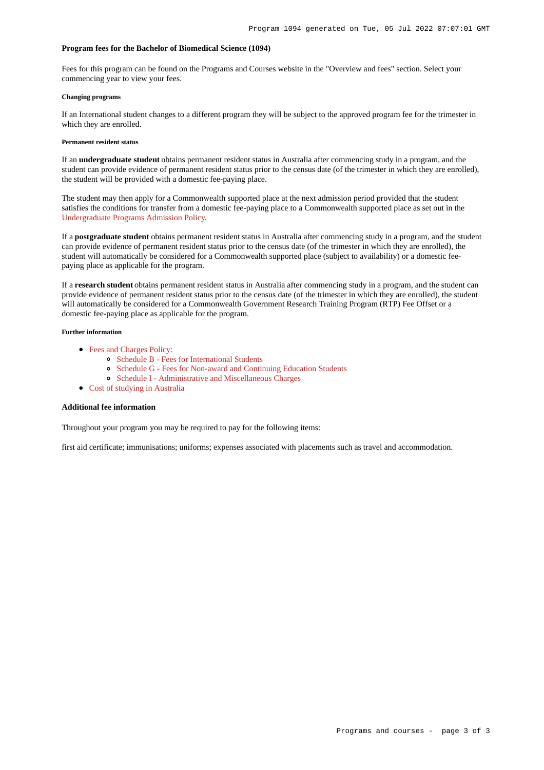### Program fees for the Bachelor of Biomedical Science (1094)

Fees for this program can be found on the Programs and Courses website in the "Overview and fees" section. Select your commencing year to view your fees.

#### Changing programs

If an International student changes to a different program they will be subject to the approved program fee for the trimester in which they are enrolled.

#### Permanent resident status

If an **undergraduate student** obtains permanent resident status in Australia after commencing study in a program, and the student can provide evidence of permanent resident status prior to the census date (of the trimester in which they are enrolled), the student will be provided with a domestic fee-paying place.

The student may then apply for a Commonwealth supported place at the next admission period provided that the student satisfies the conditions for transfer from a domestic fee-paying place to a Commonwealth supported place as set out in the Undergraduate Programs Admission Policy.

If a **postgraduate student** obtains permanent resident status in Australia after commencing study in a program, and the student can provide evidence of permanent resident status prior to the census date (of the trimester in which they are enrolled), the student will automatically be considered for a Commonwealth supported place (subject to availability) or a domestic fee-paying place as applicable for the program.

If a **research student** obtains permanent resident status in Australia after commencing study in a program, and the student can provide evidence of permanent resident status prior to the census date (of the trimester in which they are enrolled), the student will automatically be considered for a Commonwealth Government Research Training Program (RTP) Fee Offset or a domestic fee-paying place as applicable for the program.

#### Further information

- Fees and Charges Policy:
  - Schedule B - Fees for International Students
  - Schedule G - Fees for Non-award and Continuing Education Students
  - Schedule I - Administrative and Miscellaneous Charges
- Cost of studying in Australia

### Additional fee information

Throughout your program you may be required to pay for the following items:

first aid certificate; immunisations; uniforms; expenses associated with placements such as travel and accommodation.